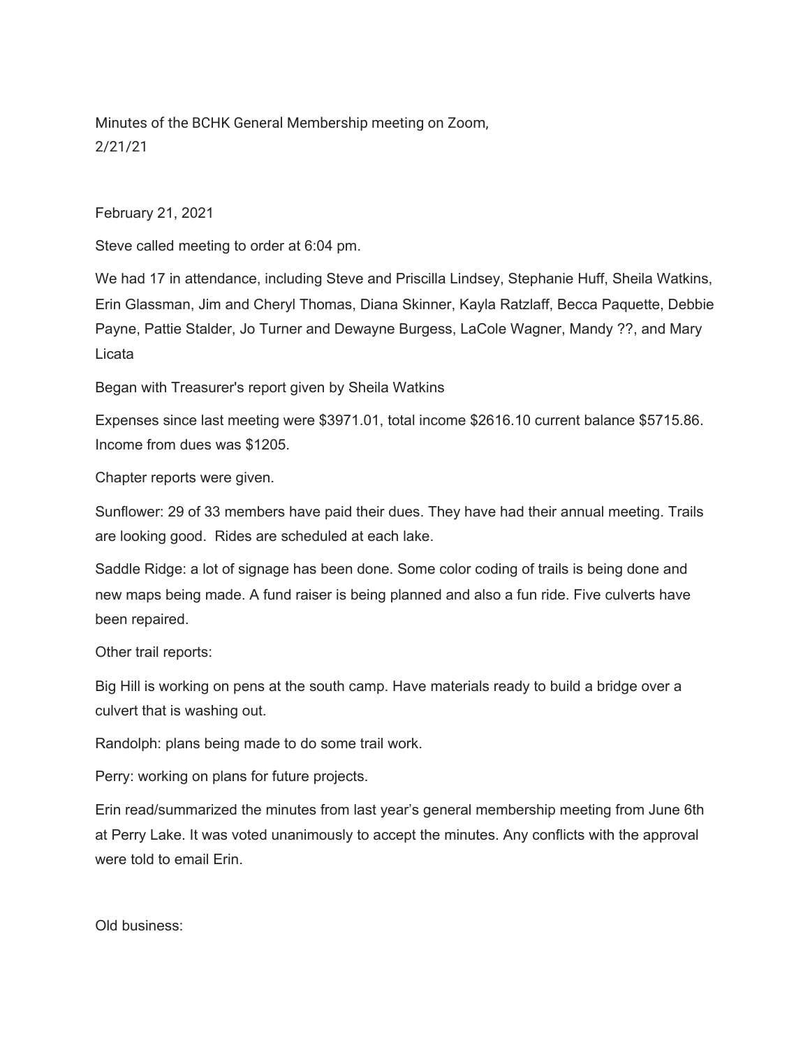Minutes of the BCHK General Membership meeting on Zoom, 2/21/21

February 21, 2021

Steve called meeting to order at 6:04 pm.

We had 17 in attendance, including Steve and Priscilla Lindsey, Stephanie Huff, Sheila Watkins, Erin Glassman, Jim and Cheryl Thomas, Diana Skinner, Kayla Ratzlaff, Becca Paquette, Debbie Payne, Pattie Stalder, Jo Turner and Dewayne Burgess, LaCole Wagner, Mandy ??, and Mary Licata

Began with Treasurer's report given by Sheila Watkins

Expenses since last meeting were $3971.01, total income $2616.10 current balance $5715.86. Income from dues was $1205.

Chapter reports were given.

Sunflower: 29 of 33 members have paid their dues. They have had their annual meeting. Trails are looking good. Rides are scheduled at each lake.

Saddle Ridge: a lot of signage has been done. Some color coding of trails is being done and new maps being made. A fund raiser is being planned and also a fun ride. Five culverts have been repaired.

Other trail reports:

Big Hill is working on pens at the south camp. Have materials ready to build a bridge over a culvert that is washing out.

Randolph: plans being made to do some trail work.

Perry: working on plans for future projects.

Erin read/summarized the minutes from last year's general membership meeting from June 6th at Perry Lake. It was voted unanimously to accept the minutes. Any conflicts with the approval were told to email Erin.

Old business: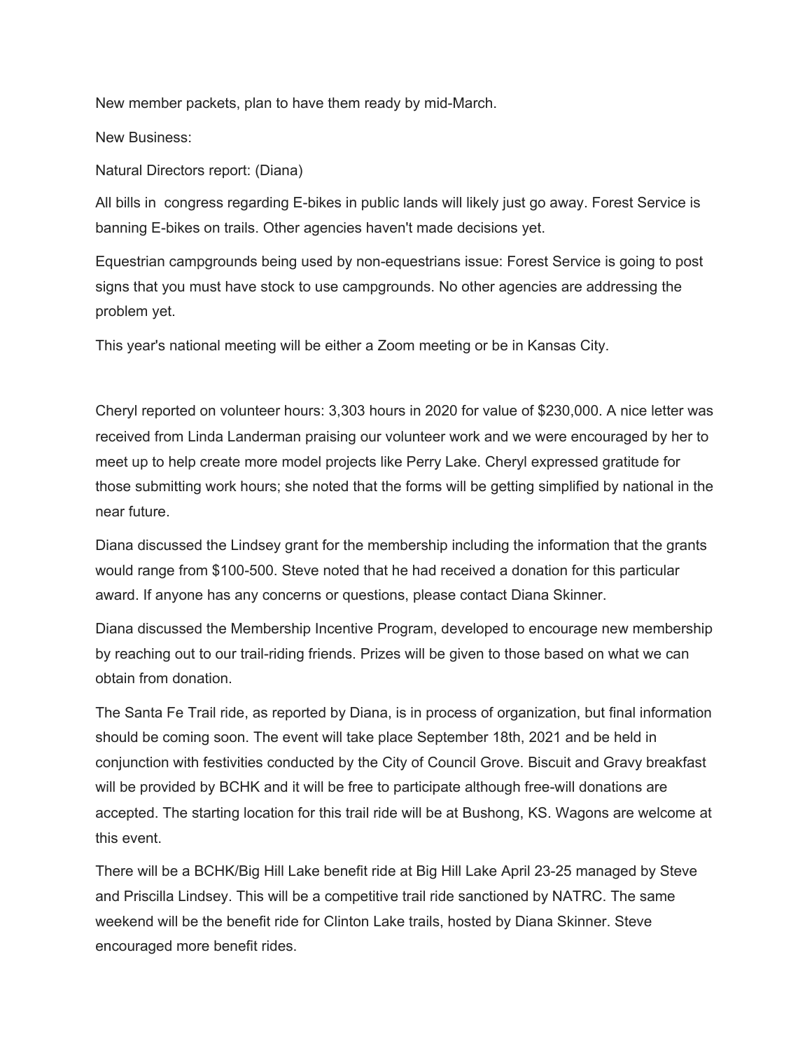New member packets, plan to have them ready by mid-March.

New Business:

Natural Directors report: (Diana)

All bills in  congress regarding E-bikes in public lands will likely just go away. Forest Service is banning E-bikes on trails. Other agencies haven't made decisions yet.

Equestrian campgrounds being used by non-equestrians issue: Forest Service is going to post signs that you must have stock to use campgrounds. No other agencies are addressing the problem yet.

This year's national meeting will be either a Zoom meeting or be in Kansas City.

Cheryl reported on volunteer hours: 3,303 hours in 2020 for value of $230,000. A nice letter was received from Linda Landerman praising our volunteer work and we were encouraged by her to meet up to help create more model projects like Perry Lake. Cheryl expressed gratitude for those submitting work hours; she noted that the forms will be getting simplified by national in the near future.

Diana discussed the Lindsey grant for the membership including the information that the grants would range from $100-500. Steve noted that he had received a donation for this particular award. If anyone has any concerns or questions, please contact Diana Skinner.

Diana discussed the Membership Incentive Program, developed to encourage new membership by reaching out to our trail-riding friends. Prizes will be given to those based on what we can obtain from donation.

The Santa Fe Trail ride, as reported by Diana, is in process of organization, but final information should be coming soon. The event will take place September 18th, 2021 and be held in conjunction with festivities conducted by the City of Council Grove. Biscuit and Gravy breakfast will be provided by BCHK and it will be free to participate although free-will donations are accepted. The starting location for this trail ride will be at Bushong, KS. Wagons are welcome at this event.

There will be a BCHK/Big Hill Lake benefit ride at Big Hill Lake April 23-25 managed by Steve and Priscilla Lindsey. This will be a competitive trail ride sanctioned by NATRC. The same weekend will be the benefit ride for Clinton Lake trails, hosted by Diana Skinner. Steve encouraged more benefit rides.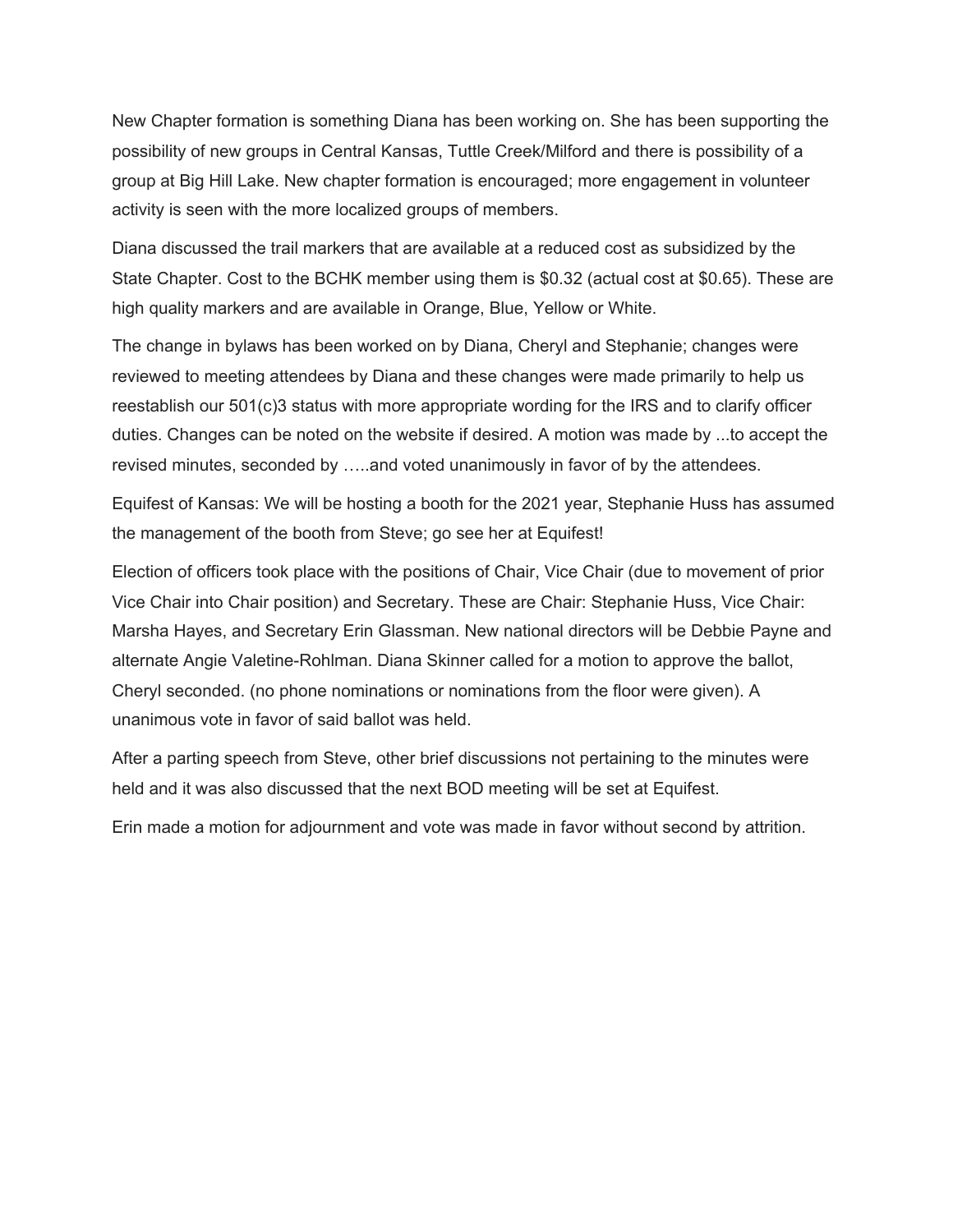New Chapter formation is something Diana has been working on. She has been supporting the possibility of new groups in Central Kansas, Tuttle Creek/Milford and there is possibility of a group at Big Hill Lake. New chapter formation is encouraged; more engagement in volunteer activity is seen with the more localized groups of members.

Diana discussed the trail markers that are available at a reduced cost as subsidized by the State Chapter. Cost to the BCHK member using them is $0.32 (actual cost at $0.65). These are high quality markers and are available in Orange, Blue, Yellow or White.

The change in bylaws has been worked on by Diana, Cheryl and Stephanie; changes were reviewed to meeting attendees by Diana and these changes were made primarily to help us reestablish our 501(c)3 status with more appropriate wording for the IRS and to clarify officer duties. Changes can be noted on the website if desired. A motion was made by ...to accept the revised minutes, seconded by …..and voted unanimously in favor of by the attendees.

Equifest of Kansas: We will be hosting a booth for the 2021 year, Stephanie Huss has assumed the management of the booth from Steve; go see her at Equifest!

Election of officers took place with the positions of Chair, Vice Chair (due to movement of prior Vice Chair into Chair position) and Secretary. These are Chair: Stephanie Huss, Vice Chair: Marsha Hayes, and Secretary Erin Glassman. New national directors will be Debbie Payne and alternate Angie Valetine-Rohlman. Diana Skinner called for a motion to approve the ballot, Cheryl seconded. (no phone nominations or nominations from the floor were given). A unanimous vote in favor of said ballot was held.

After a parting speech from Steve, other brief discussions not pertaining to the minutes were held and it was also discussed that the next BOD meeting will be set at Equifest.

Erin made a motion for adjournment and vote was made in favor without second by attrition.